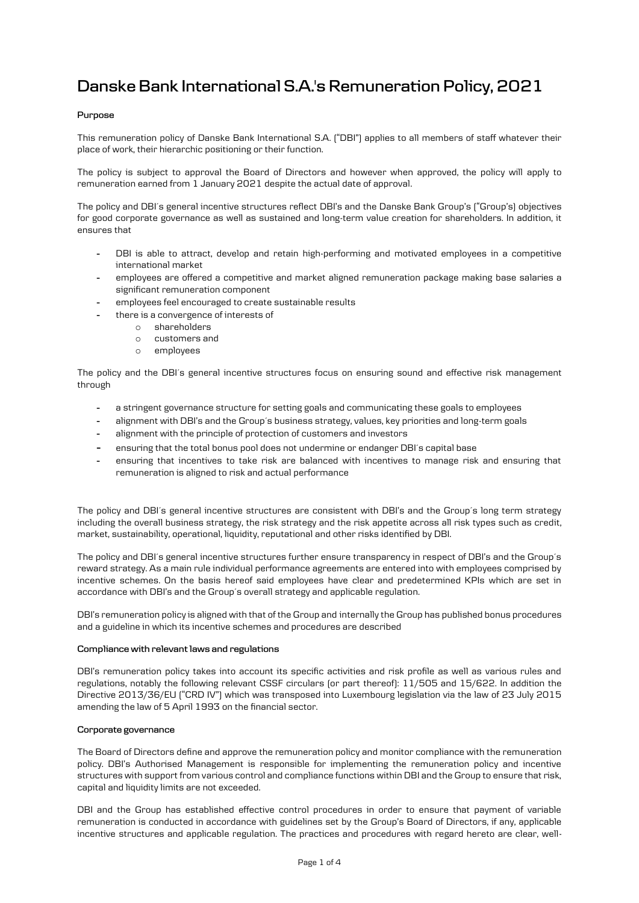# Danske Bank International S.A.'s Remuneration Policy, 2021

**Purpose**

This remuneration policy of Danske Bank International S.A. ("DBI") applies to all members of staff whatever their place of work, their hierarchic positioning or their function.

The policy is subject to approval the Board of Directors and however when approved, the policy will apply to remuneration earned from 1 January 2021 despite the actual date of approval.

The policy and DBI´s general incentive structures reflect DBI's and the Danske Bank Group's ("Group's) objectives for good corporate governance as well as sustained and long-term value creation for shareholders. In addition, it ensures that

- DBI is able to attract, develop and retain high-performing and motivated employees in a competitive international market
- employees are offered a competitive and market aligned remuneration package making base salaries a significant remuneration component
- employees feel encouraged to create sustainable results
- there is a convergence of interests of
  - shareholders
  - customers and
  - employees

The policy and the DBI´s general incentive structures focus on ensuring sound and effective risk management through

- a stringent governance structure for setting goals and communicating these goals to employees
- alignment with DBI's and the Group´s business strategy, values, key priorities and long-term goals
- alignment with the principle of protection of customers and investors
- ensuring that the total bonus pool does not undermine or endanger DBI´s capital base
- ensuring that incentives to take risk are balanced with incentives to manage risk and ensuring that remuneration is aligned to risk and actual performance

The policy and DBI´s general incentive structures are consistent with DBI's and the Group´s long term strategy including the overall business strategy, the risk strategy and the risk appetite across all risk types such as credit, market, sustainability, operational, liquidity, reputational and other risks identified by DBI.

The policy and DBI´s general incentive structures further ensure transparency in respect of DBI's and the Group´s reward strategy. As a main rule individual performance agreements are entered into with employees comprised by incentive schemes. On the basis hereof said employees have clear and predetermined KPIs which are set in accordance with DBI's and the Group´s overall strategy and applicable regulation.

DBI's remuneration policy is aligned with that of the Group and internally the Group has published bonus procedures and a guideline in which its incentive schemes and procedures are described

**Compliance with relevant laws and regulations**

DBI's remuneration policy takes into account its specific activities and risk profile as well as various rules and regulations, notably the following relevant CSSF circulars (or part thereof): 11/505 and 15/622. In addition the Directive 2013/36/EU ("CRD IV") which was transposed into Luxembourg legislation via the law of 23 July 2015 amending the law of 5 April 1993 on the financial sector.

**Corporate governance**

The Board of Directors define and approve the remuneration policy and monitor compliance with the remuneration policy. DBI's Authorised Management is responsible for implementing the remuneration policy and incentive structures with support from various control and compliance functions within DBI and the Group to ensure that risk, capital and liquidity limits are not exceeded.

DBI and the Group has established effective control procedures in order to ensure that payment of variable remuneration is conducted in accordance with guidelines set by the Group's Board of Directors, if any, applicable incentive structures and applicable regulation. The practices and procedures with regard hereto are clear, well-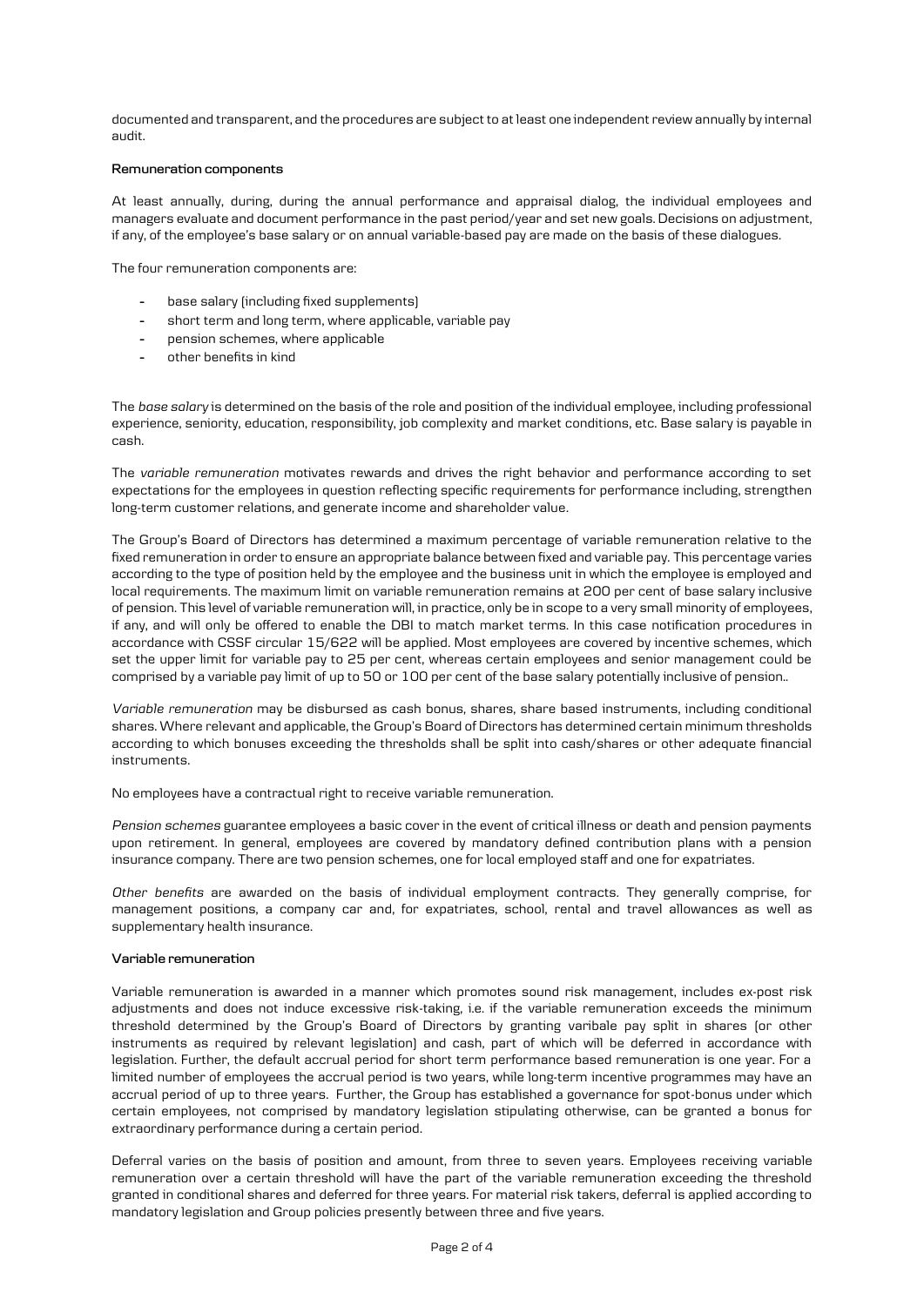documented and transparent, and the procedures are subject to at least one independent review annually by internal audit.

**Remuneration components**

At least annually, during, during the annual performance and appraisal dialog, the individual employees and managers evaluate and document performance in the past period/year and set new goals. Decisions on adjustment, if any, of the employee's base salary or on annual variable-based pay are made on the basis of these dialogues.

The four remuneration components are:

- base salary (including fixed supplements)
- short term and long term, where applicable, variable pay
- pension schemes, where applicable
- other benefits in kind

The *base salary* is determined on the basis of the role and position of the individual employee, including professional experience, seniority, education, responsibility, job complexity and market conditions, etc. Base salary is payable in cash.

The *variable remuneration* motivates rewards and drives the right behavior and performance according to set expectations for the employees in question reflecting specific requirements for performance including, strengthen long-term customer relations, and generate income and shareholder value.

The Group's Board of Directors has determined a maximum percentage of variable remuneration relative to the fixed remuneration in order to ensure an appropriate balance between fixed and variable pay. This percentage varies according to the type of position held by the employee and the business unit in which the employee is employed and local requirements. The maximum limit on variable remuneration remains at 200 per cent of base salary inclusive of pension. This level of variable remuneration will, in practice, only be in scope to a very small minority of employees, if any, and will only be offered to enable the DBI to match market terms. In this case notification procedures in accordance with CSSF circular 15/622 will be applied. Most employees are covered by incentive schemes, which set the upper limit for variable pay to 25 per cent, whereas certain employees and senior management could be comprised by a variable pay limit of up to 50 or 100 per cent of the base salary potentially inclusive of pension..

*Variable remuneration* may be disbursed as cash bonus, shares, share based instruments, including conditional shares. Where relevant and applicable, the Group's Board of Directors has determined certain minimum thresholds according to which bonuses exceeding the thresholds shall be split into cash/shares or other adequate financial instruments.

No employees have a contractual right to receive variable remuneration.

*Pension schemes* guarantee employees a basic cover in the event of critical illness or death and pension payments upon retirement. In general, employees are covered by mandatory defined contribution plans with a pension insurance company. There are two pension schemes, one for local employed staff and one for expatriates.

*Other benefits* are awarded on the basis of individual employment contracts. They generally comprise, for management positions, a company car and, for expatriates, school, rental and travel allowances as well as supplementary health insurance.

**Variable remuneration**

Variable remuneration is awarded in a manner which promotes sound risk management, includes ex-post risk adjustments and does not induce excessive risk-taking, i.e. if the variable remuneration exceeds the minimum threshold determined by the Group's Board of Directors by granting varibale pay split in shares (or other instruments as required by relevant legislation) and cash, part of which will be deferred in accordance with legislation. Further, the default accrual period for short term performance based remuneration is one year. For a limited number of employees the accrual period is two years, while long-term incentive programmes may have an accrual period of up to three years. Further, the Group has established a governance for spot-bonus under which certain employees, not comprised by mandatory legislation stipulating otherwise, can be granted a bonus for extraordinary performance during a certain period.

Deferral varies on the basis of position and amount, from three to seven years. Employees receiving variable remuneration over a certain threshold will have the part of the variable remuneration exceeding the threshold granted in conditional shares and deferred for three years. For material risk takers, deferral is applied according to mandatory legislation and Group policies presently between three and five years.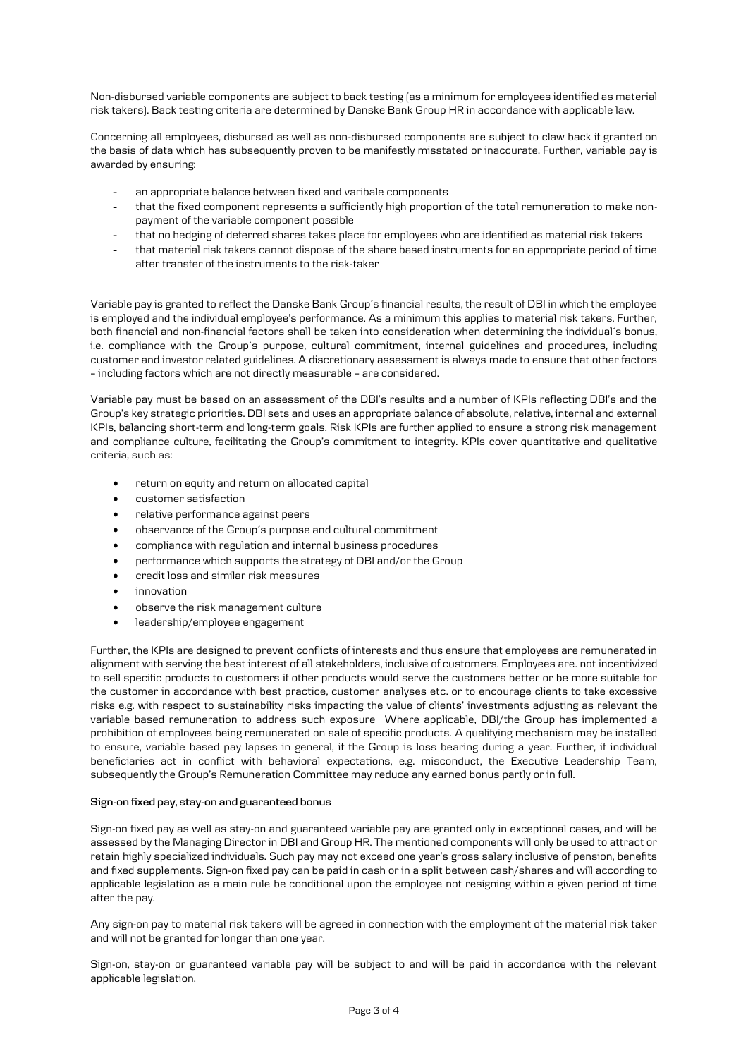Non-disbursed variable components are subject to back testing (as a minimum for employees identified as material risk takers). Back testing criteria are determined by Danske Bank Group HR in accordance with applicable law.

Concerning all employees, disbursed as well as non-disbursed components are subject to claw back if granted on the basis of data which has subsequently proven to be manifestly misstated or inaccurate. Further, variable pay is awarded by ensuring:

- an appropriate balance between fixed and varibale components
- that the fixed component represents a sufficiently high proportion of the total remuneration to make non-payment of the variable component possible
- that no hedging of deferred shares takes place for employees who are identified as material risk takers
- that material risk takers cannot dispose of the share based instruments for an appropriate period of time after transfer of the instruments to the risk-taker

Variable pay is granted to reflect the Danske Bank Group´s financial results, the result of DBI in which the employee is employed and the individual employee's performance. As a minimum this applies to material risk takers. Further, both financial and non-financial factors shall be taken into consideration when determining the individual´s bonus, i.e. compliance with the Group´s purpose, cultural commitment, internal guidelines and procedures, including customer and investor related guidelines. A discretionary assessment is always made to ensure that other factors – including factors which are not directly measurable – are considered.

Variable pay must be based on an assessment of the DBI's results and a number of KPIs reflecting DBI's and the Group's key strategic priorities. DBI sets and uses an appropriate balance of absolute, relative, internal and external KPIs, balancing short-term and long-term goals. Risk KPIs are further applied to ensure a strong risk management and compliance culture, facilitating the Group's commitment to integrity. KPIs cover quantitative and qualitative criteria, such as:

- return on equity and return on allocated capital
- customer satisfaction
- relative performance against peers
- observance of the Group´s purpose and cultural commitment
- compliance with regulation and internal business procedures
- performance which supports the strategy of DBI and/or the Group
- credit loss and similar risk measures
- innovation
- observe the risk management culture
- leadership/employee engagement

Further, the KPIs are designed to prevent conflicts of interests and thus ensure that employees are remunerated in alignment with serving the best interest of all stakeholders, inclusive of customers. Employees are. not incentivized to sell specific products to customers if other products would serve the customers better or be more suitable for the customer in accordance with best practice, customer analyses etc. or to encourage clients to take excessive risks e.g. with respect to sustainability risks impacting the value of clients' investments adjusting as relevant the variable based remuneration to address such exposure Where applicable, DBI/the Group has implemented a prohibition of employees being remunerated on sale of specific products. A qualifying mechanism may be installed to ensure, variable based pay lapses in general, if the Group is loss bearing during a year. Further, if individual beneficiaries act in conflict with behavioral expectations, e.g. misconduct, the Executive Leadership Team, subsequently the Group's Remuneration Committee may reduce any earned bonus partly or in full.

**Sign-on fixed pay, stay-on and guaranteed bonus**

Sign-on fixed pay as well as stay-on and guaranteed variable pay are granted only in exceptional cases, and will be assessed by the Managing Director in DBI and Group HR. The mentioned components will only be used to attract or retain highly specialized individuals. Such pay may not exceed one year's gross salary inclusive of pension, benefits and fixed supplements. Sign-on fixed pay can be paid in cash or in a split between cash/shares and will according to applicable legislation as a main rule be conditional upon the employee not resigning within a given period of time after the pay.

Any sign-on pay to material risk takers will be agreed in connection with the employment of the material risk taker and will not be granted for longer than one year.

Sign-on, stay-on or guaranteed variable pay will be subject to and will be paid in accordance with the relevant applicable legislation.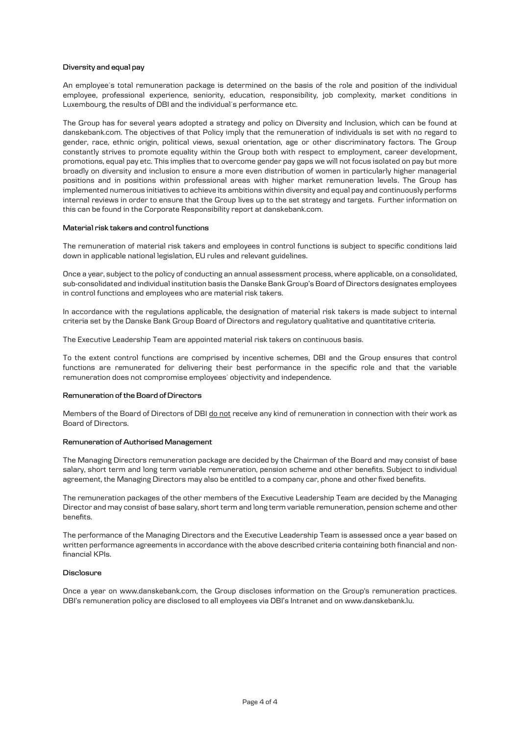**Diversity and equal pay**

An employee´s total remuneration package is determined on the basis of the role and position of the individual employee, professional experience, seniority, education, responsibility, job complexity, market conditions in Luxembourg, the results of DBI and the individual´s performance etc.

The Group has for several years adopted a strategy and policy on Diversity and Inclusion, which can be found at danskebank.com. The objectives of that Policy imply that the remuneration of individuals is set with no regard to gender, race, ethnic origin, political views, sexual orientation, age or other discriminatory factors. The Group constantly strives to promote equality within the Group both with respect to employment, career development, promotions, equal pay etc. This implies that to overcome gender pay gaps we will not focus isolated on pay but more broadly on diversity and inclusion to ensure a more even distribution of women in particularly higher managerial positions and in positions within professional areas with higher market remuneration levels. The Group has implemented numerous initiatives to achieve its ambitions within diversity and equal pay and continuously performs internal reviews in order to ensure that the Group lives up to the set strategy and targets. Further information on this can be found in the Corporate Responsibility report at danskebank.com.

**Material risk takers and control functions**

The remuneration of material risk takers and employees in control functions is subject to specific conditions laid down in applicable national legislation, EU rules and relevant guidelines.

Once a year, subject to the policy of conducting an annual assessment process, where applicable, on a consolidated, sub-consolidated and individual institution basis the Danske Bank Group's Board of Directors designates employees in control functions and employees who are material risk takers.

In accordance with the regulations applicable, the designation of material risk takers is made subject to internal criteria set by the Danske Bank Group Board of Directors and regulatory qualitative and quantitative criteria.

The Executive Leadership Team are appointed material risk takers on continuous basis.

To the extent control functions are comprised by incentive schemes, DBI and the Group ensures that control functions are remunerated for delivering their best performance in the specific role and that the variable remuneration does not compromise employees´ objectivity and independence.

**Remuneration of the Board of Directors**

Members of the Board of Directors of DBI do not receive any kind of remuneration in connection with their work as Board of Directors.

**Remuneration of Authorised Management**

The Managing Directors remuneration package are decided by the Chairman of the Board and may consist of base salary, short term and long term variable remuneration, pension scheme and other benefits. Subject to individual agreement, the Managing Directors may also be entitled to a company car, phone and other fixed benefits.

The remuneration packages of the other members of the Executive Leadership Team are decided by the Managing Director and may consist of base salary, short term and long term variable remuneration, pension scheme and other benefits.

The performance of the Managing Directors and the Executive Leadership Team is assessed once a year based on written performance agreements in accordance with the above described criteria containing both financial and non-financial KPIs.

**Disclosure**

Once a year on www.danskebank.com, the Group discloses information on the Group's remuneration practices. DBI's remuneration policy are disclosed to all employees via DBI's Intranet and on www.danskebank.lu.